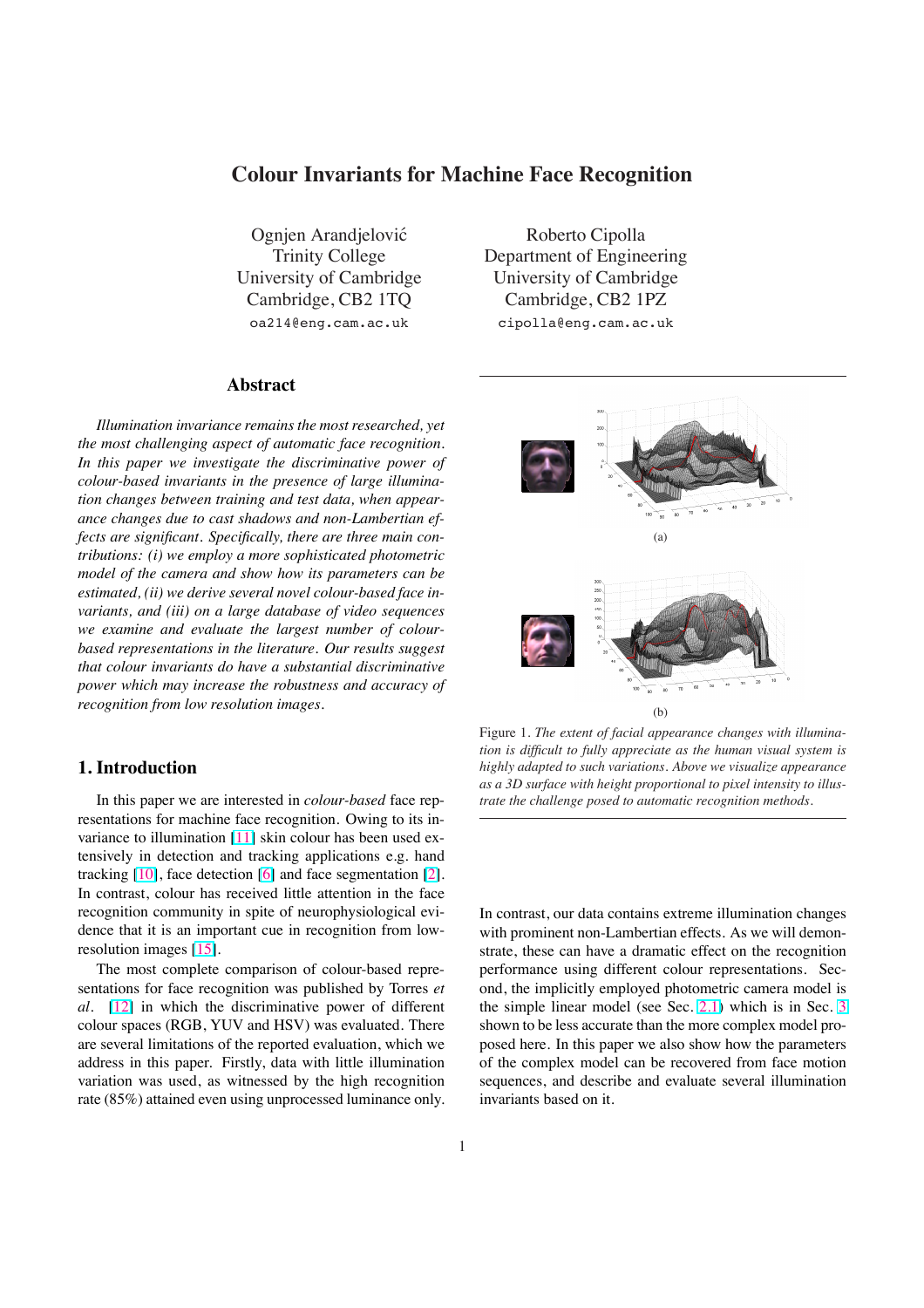# Colour Invariants for Machine Face Recognition

Ognjen Arandjelović
Trinity College
University of Cambridge
Cambridge, CB2 1TQ
oa214@eng.cam.ac.uk

Roberto Cipolla
Department of Engineering
University of Cambridge
Cambridge, CB2 1PZ
cipolla@eng.cam.ac.uk

## Abstract

*Illumination invariance remains the most researched, yet the most challenging aspect of automatic face recognition. In this paper we investigate the discriminative power of colour-based invariants in the presence of large illumination changes between training and test data, when appearance changes due to cast shadows and non-Lambertian effects are significant. Specifically, there are three main contributions: (i) we employ a more sophisticated photometric model of the camera and show how its parameters can be estimated, (ii) we derive several novel colour-based face invariants, and (iii) on a large database of video sequences we examine and evaluate the largest number of colour-based representations in the literature. Our results suggest that colour invariants do have a substantial discriminative power which may increase the robustness and accuracy of recognition from low resolution images.*

(a)

(b)

Figure 1. *The extent of facial appearance changes with illumination is difficult to fully appreciate as the human visual system is highly adapted to such variations. Above we visualize appearance as a 3D surface with height proportional to pixel intensity to illustrate the challenge posed to automatic recognition methods.*

## 1. Introduction

In this paper we are interested in *colour-based* face representations for machine face recognition. Owing to its invariance to illumination [11] skin colour has been used extensively in detection and tracking applications e.g. hand tracking [10], face detection [6] and face segmentation [2]. In contrast, colour has received little attention in the face recognition community in spite of neurophysiological evidence that it is an important cue in recognition from low-resolution images [15].

The most complete comparison of colour-based representations for face recognition was published by Torres *et al.* [12] in which the discriminative power of different colour spaces (RGB, YUV and HSV) was evaluated. There are several limitations of the reported evaluation, which we address in this paper. Firstly, data with little illumination variation was used, as witnessed by the high recognition rate (85%) attained even using unprocessed luminance only. In contrast, our data contains extreme illumination changes with prominent non-Lambertian effects. As we will demonstrate, these can have a dramatic effect on the recognition performance using different colour representations. Second, the implicitly employed photometric camera model is the simple linear model (see Sec. 2.1) which is in Sec. 3 shown to be less accurate than the more complex model proposed here. In this paper we also show how the parameters of the complex model can be recovered from face motion sequences, and describe and evaluate several illumination invariants based on it.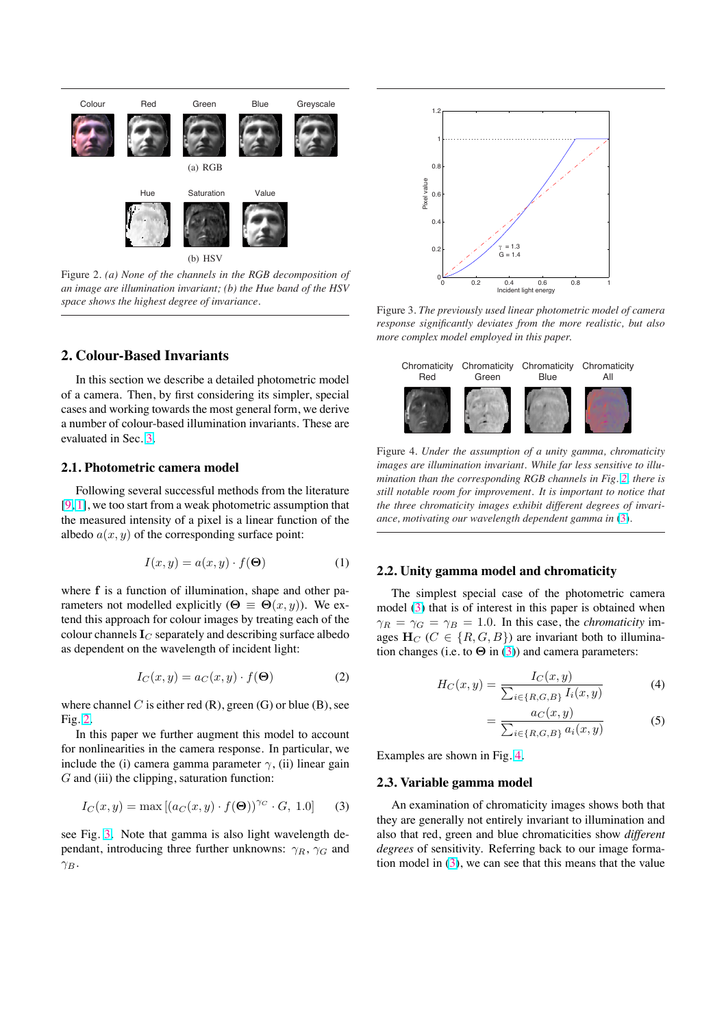Figure 2. *(a) None of the channels in the RGB decomposition of an image are illumination invariant; (b) the Hue band of the HSV space shows the highest degree of invariance.*

## 2. Colour-Based Invariants

In this section we describe a detailed photometric model of a camera. Then, by first considering its simpler, special cases and working towards the most general form, we derive a number of colour-based illumination invariants. These are evaluated in Sec. 3.

### 2.1. Photometric camera model

Following several successful methods from the literature [9, 1], we too start from a weak photometric assumption that the measured intensity of a pixel is a linear function of the albedo $a(x, y)$ of the corresponding surface point:

$$I(x, y) = a(x, y) \cdot f(\mathbf{\Theta}) \tag{1}$$

where f is a function of illumination, shape and other parameters not modelled explicitly ($\mathbf{\Theta} \equiv \mathbf{\Theta}(x, y)$). We extend this approach for colour images by treating each of the colour channels $\mathbf{I}_C$ separately and describing surface albedo as dependent on the wavelength of incident light:

$$I_C(x, y) = a_C(x, y) \cdot f(\mathbf{\Theta}) \tag{2}$$

where channel $C$ is either red (R), green (G) or blue (B), see Fig. 2.

In this paper we further augment this model to account for nonlinearities in the camera response. In particular, we include the (i) camera gamma parameter $\gamma$, (ii) linear gain $G$ and (iii) the clipping, saturation function:

$$I_C(x, y) = \max\left[(a_C(x, y) \cdot f(\mathbf{\Theta}))^{\gamma_C} \cdot G,\ 1.0\right] \tag{3}$$

see Fig. 3. Note that gamma is also light wavelength dependent, introducing three further unknowns: $\gamma_R$, $\gamma_G$ and $\gamma_B$.

Figure 3. *The previously used linear photometric model of camera response significantly deviates from the more realistic, but also more complex model employed in this paper.*

Figure 4. *Under the assumption of a unity gamma, chromaticity images are illumination invariant. While far less sensitive to illumination than the corresponding RGB channels in Fig. 2, there is still notable room for improvement. It is important to notice that the three chromaticity images exhibit different degrees of invariance, motivating our wavelength dependent gamma in (3).*

### 2.2. Unity gamma model and chromaticity

The simplest special case of the photometric camera model (3) that is of interest in this paper is obtained when $\gamma_R = \gamma_G = \gamma_B = 1.0$. In this case, the *chromaticity* images $\mathbf{H}_C$ ($C \in \{R, G, B\}$) are invariant both to illumination changes (i.e. to $\mathbf{\Theta}$ in (3)) and camera parameters:

$$H_C(x, y) = \frac{I_C(x, y)}{\sum_{i \in \{R,G,B\}} I_i(x, y)} \tag{4}$$

$$= \frac{a_C(x, y)}{\sum_{i \in \{R,G,B\}} a_i(x, y)} \tag{5}$$

Examples are shown in Fig. 4.

### 2.3. Variable gamma model

An examination of chromaticity images shows both that they are generally not entirely invariant to illumination and also that red, green and blue chromaticities show *different degrees* of sensitivity. Referring back to our image formation model in (3), we can see that this means that the value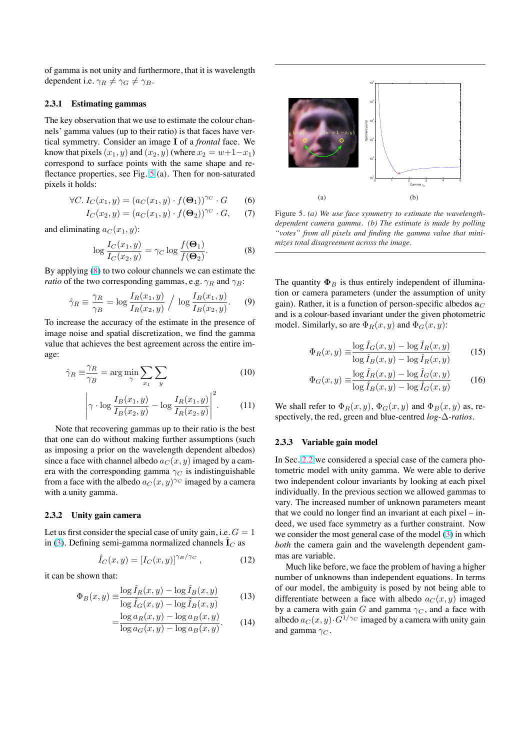of gamma is not unity and furthermore, that it is wavelength dependent i.e. $\gamma_R \neq \gamma_G \neq \gamma_B$.

### 2.3.1 Estimating gammas

The key observation that we use to estimate the colour channels' gamma values (up to their ratio) is that faces have vertical symmetry. Consider an image $\mathbf{I}$ of a *frontal* face. We know that pixels $(x_1, y)$ and $(x_2, y)$ (where $x_2 = w+1-x_1$) correspond to surface points with the same shape and reflectance properties, see Fig. 5 (a). Then for non-saturated pixels it holds:

$$\forall C.\ I_C(x_1, y) = (a_C(x_1, y) \cdot f(\mathbf{\Theta}_1))^{\gamma_C} \cdot G \tag{6}$$

$$I_C(x_2, y) = (a_C(x_1, y) \cdot f(\mathbf{\Theta}_2))^{\gamma_C} \cdot G, \tag{7}$$

and eliminating $a_C(x_1, y)$:

$$\log \frac{I_C(x_1, y)}{I_C(x_2, y)} = \gamma_C \log \frac{f(\mathbf{\Theta}_1)}{f(\mathbf{\Theta}_2)}. \tag{8}$$

By applying (8) to two colour channels we can estimate the *ratio* of the two corresponding gammas, e.g. $\gamma_R$ and $\gamma_B$:

$$\hat{\gamma}_R \equiv \frac{\gamma_R}{\gamma_B} = \log \frac{I_R(x_1, y)}{I_R(x_2, y)} \Big/ \log \frac{I_B(x_1, y)}{I_B(x_2, y)}. \tag{9}$$

To increase the accuracy of the estimate in the presence of image noise and spatial discretization, we find the gamma value that achieves the best agreement across the entire image:

$$\hat{\gamma}_R \equiv \frac{\gamma_R}{\gamma_B} = \arg\min_{\gamma} \sum_{x_1} \sum_{y} \tag{10}$$

$$\left| \gamma \cdot \log \frac{I_B(x_1, y)}{I_B(x_2, y)} - \log \frac{I_R(x_1, y)}{I_R(x_2, y)} \right|^2. \tag{11}$$

Note that recovering gammas up to their ratio is the best that one can do without making further assumptions (such as imposing a prior on the wavelength dependent albedos) since a face with channel albedo $a_C(x, y)$ imaged by a camera with the corresponding gamma $\gamma_C$ is indistinguishable from a face with the albedo $a_C(x, y)^{\gamma_C}$ imaged by a camera with a unity gamma.

### 2.3.2 Unity gain camera

Let us first consider the special case of unity gain, i.e. $G = 1$ in (3). Defining semi-gamma normalized channels $\hat{\mathbf{I}}_C$ as

$$\hat{I}_C(x, y) = [I_C(x, y)]^{\gamma_B/\gamma_C}, \tag{12}$$

it can be shown that:

$$\Phi_B(x, y) \equiv \frac{\log \hat{I}_R(x, y) - \log \hat{I}_B(x, y)}{\log \hat{I}_G(x, y) - \log \hat{I}_B(x, y)} \tag{13}$$

$$= \frac{\log a_R(x, y) - \log a_B(x, y)}{\log a_G(x, y) - \log a_B(x, y)}. \tag{14}$$

Figure 5. *(a) We use face symmetry to estimate the wavelength-dependent camera gamma. (b) The estimate is made by polling "votes" from all pixels and finding the gamma value that minimizes total disagreement across the image.*

The quantity $\mathbf{\Phi}_B$ is thus entirely independent of illumination or camera parameters (under the assumption of unity gain). Rather, it is a function of person-specific albedos $\mathbf{a}_C$ and is a colour-based invariant under the given photometric model. Similarly, so are $\Phi_R(x, y)$ and $\Phi_G(x, y)$:

$$\Phi_R(x, y) \equiv \frac{\log \hat{I}_G(x, y) - \log \hat{I}_R(x, y)}{\log \hat{I}_B(x, y) - \log \hat{I}_R(x, y)} \tag{15}$$

$$\Phi_G(x, y) \equiv \frac{\log \hat{I}_R(x, y) - \log \hat{I}_G(x, y)}{\log \hat{I}_B(x, y) - \log \hat{I}_G(x, y)} \tag{16}$$

We shall refer to $\Phi_R(x, y)$, $\Phi_G(x, y)$ and $\Phi_B(x, y)$ as, respectively, the red, green and blue-centred *log-$\Delta$-ratios*.

### 2.3.3 Variable gain model

In Sec. 2.2 we considered a special case of the camera photometric model with unity gamma. We were able to derive two independent colour invariants by looking at each pixel individually. In the previous section we allowed gammas to vary. The increased number of unknown parameters meant that we could no longer find an invariant at each pixel – indeed, we used face symmetry as a further constraint. Now we consider the most general case of the model (3) in which *both* the camera gain and the wavelength dependent gammas are variable.

Much like before, we face the problem of having a higher number of unknowns than independent equations. In terms of our model, the ambiguity is posed by not being able to differentiate between a face with albedo $a_C(x, y)$ imaged by a camera with gain $G$ and gamma $\gamma_C$, and a face with albedo $a_C(x, y) \cdot G^{1/\gamma_C}$ imaged by a camera with unity gain and gamma $\gamma_C$.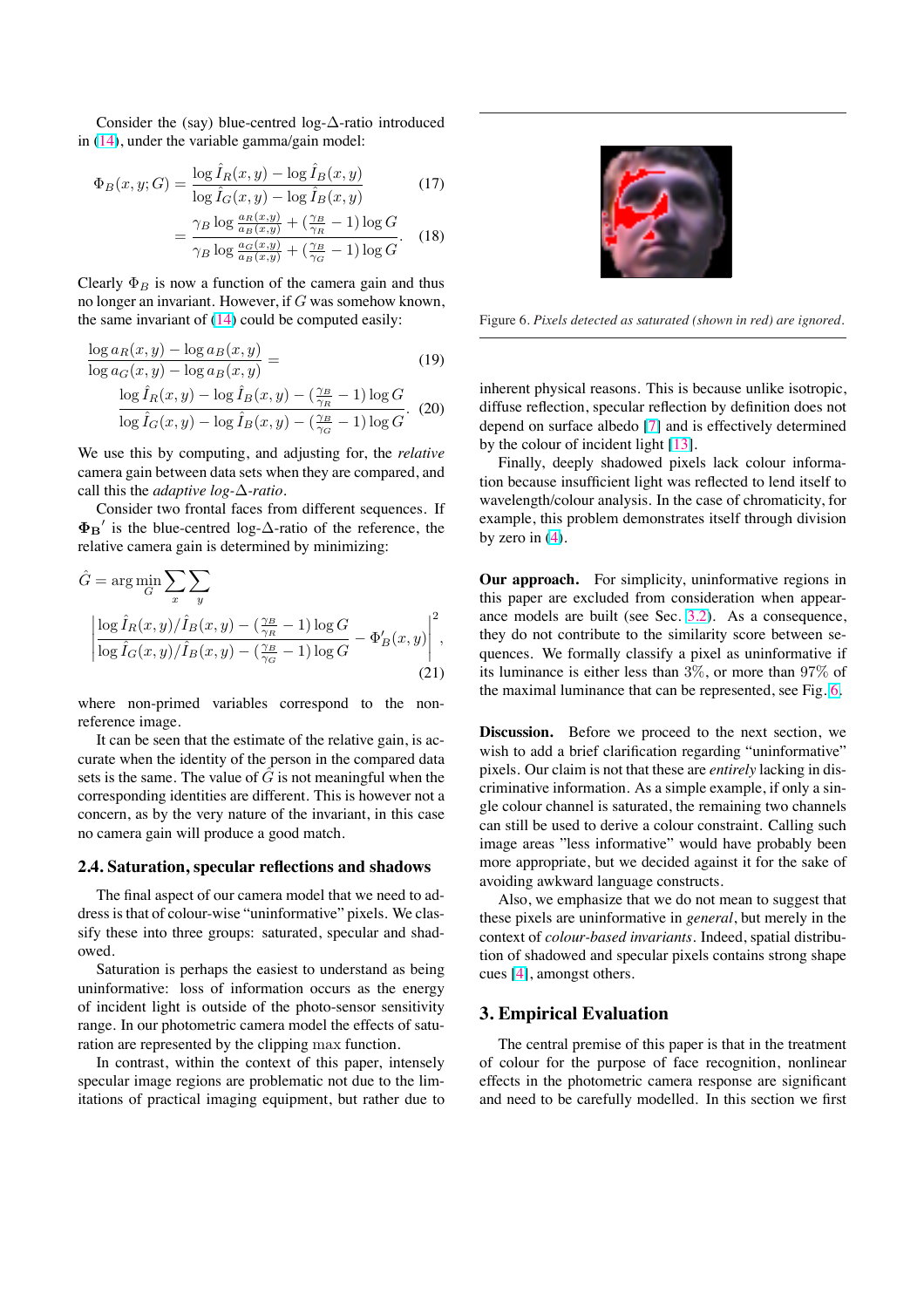Consider the (say) blue-centred log-$\Delta$-ratio introduced in (14), under the variable gamma/gain model:

$$\Phi_B(x, y; G) = \frac{\log \hat{I}_R(x, y) - \log \hat{I}_B(x, y)}{\log \hat{I}_G(x, y) - \log \hat{I}_B(x, y)} \tag{17}$$

$$= \frac{\gamma_B \log \frac{a_R(x,y)}{a_B(x,y)} + (\frac{\gamma_B}{\gamma_R} - 1) \log G}{\gamma_B \log \frac{a_G(x,y)}{a_B(x,y)} + (\frac{\gamma_B}{\gamma_G} - 1) \log G}. \tag{18}$$

Clearly $\Phi_B$ is now a function of the camera gain and thus no longer an invariant. However, if $G$ was somehow known, the same invariant of (14) could be computed easily:

$$\frac{\log a_R(x, y) - \log a_B(x, y)}{\log a_G(x, y) - \log a_B(x, y)} = \tag{19}$$

$$\frac{\log \hat{I}_R(x, y) - \log \hat{I}_B(x, y) - (\frac{\gamma_B}{\gamma_R} - 1) \log G}{\log \hat{I}_G(x, y) - \log \hat{I}_B(x, y) - (\frac{\gamma_B}{\gamma_G} - 1) \log G}. \tag{20}$$

We use this by computing, and adjusting for, the *relative* camera gain between data sets when they are compared, and call this the *adaptive log-$\Delta$-ratio*.

Consider two frontal faces from different sequences. If $\mathbf{\Phi_B}'$ is the blue-centred log-$\Delta$-ratio of the reference, the relative camera gain is determined by minimizing:

$$\hat{G} = \arg\min_G \sum_x \sum_y \left| \frac{\log \hat{I}_R(x, y)/\hat{I}_B(x, y) - (\frac{\gamma_B}{\gamma_R} - 1) \log G}{\log \hat{I}_G(x, y)/\hat{I}_B(x, y) - (\frac{\gamma_B}{\gamma_G} - 1) \log G} - \Phi'_B(x, y) \right|^2, \tag{21}$$

where non-primed variables correspond to the non-reference image.

It can be seen that the estimate of the relative gain, is accurate when the identity of the person in the compared data sets is the same. The value of $\hat{G}$ is not meaningful when the corresponding identities are different. This is however not a concern, as by the very nature of the invariant, in this case no camera gain will produce a good match.

## 2.4. Saturation, specular reflections and shadows

The final aspect of our camera model that we need to address is that of colour-wise "uninformative" pixels. We classify these into three groups: saturated, specular and shadowed.

Saturation is perhaps the easiest to understand as being uninformative: loss of information occurs as the energy of incident light is outside of the photo-sensor sensitivity range. In our photometric camera model the effects of saturation are represented by the clipping max function.

In contrast, within the context of this paper, intensely specular image regions are problematic not due to the limitations of practical imaging equipment, but rather due to inherent physical reasons. This is because unlike isotropic, diffuse reflection, specular reflection by definition does not depend on surface albedo [7] and is effectively determined by the colour of incident light [13].

Finally, deeply shadowed pixels lack colour information because insufficient light was reflected to lend itself to wavelength/colour analysis. In the case of chromaticity, for example, this problem demonstrates itself through division by zero in (4).

Figure 6. *Pixels detected as saturated (shown in red) are ignored.*

**Our approach.** For simplicity, uninformative regions in this paper are excluded from consideration when appearance models are built (see Sec. 3.2). As a consequence, they do not contribute to the similarity score between sequences. We formally classify a pixel as uninformative if its luminance is either less than 3%, or more than 97% of the maximal luminance that can be represented, see Fig. 6.

**Discussion.** Before we proceed to the next section, we wish to add a brief clarification regarding "uninformative" pixels. Our claim is not that these are *entirely* lacking in discriminative information. As a simple example, if only a single colour channel is saturated, the remaining two channels can still be used to derive a colour constraint. Calling such image areas "less informative" would have probably been more appropriate, but we decided against it for the sake of avoiding awkward language constructs.

Also, we emphasize that we do not mean to suggest that these pixels are uninformative in *general*, but merely in the context of *colour-based invariants*. Indeed, spatial distribution of shadowed and specular pixels contains strong shape cues [4], amongst others.

## 3. Empirical Evaluation

The central premise of this paper is that in the treatment of colour for the purpose of face recognition, nonlinear effects in the photometric camera response are significant and need to be carefully modelled. In this section we first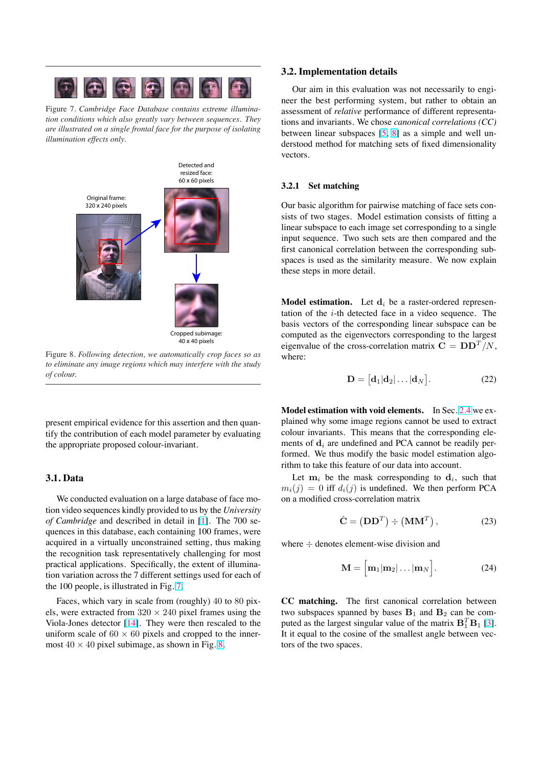Figure 7. *Cambridge Face Database contains extreme illumination conditions which also greatly vary between sequences. They are illustrated on a single frontal face for the purpose of isolating illumination effects only.*

Figure 8. *Following detection, we automatically crop faces so as to eliminate any image regions which may interfere with the study of colour.*

present empirical evidence for this assertion and then quantify the contribution of each model parameter by evaluating the appropriate proposed colour-invariant.

## 3.1. Data

We conducted evaluation on a large database of face motion video sequences kindly provided to us by the *University of Cambridge* and described in detail in [1]. The 700 sequences in this database, each containing 100 frames, were acquired in a virtually unconstrained setting, thus making the recognition task representatively challenging for most practical applications. Specifically, the extent of illumination variation across the 7 different settings used for each of the 100 people, is illustrated in Fig. 7.

Faces, which vary in scale from (roughly) 40 to 80 pixels, were extracted from $320 \times 240$ pixel frames using the Viola-Jones detector [14]. They were then rescaled to the uniform scale of $60 \times 60$ pixels and cropped to the inner-most $40 \times 40$ pixel subimage, as shown in Fig. 8.

## 3.2. Implementation details

Our aim in this evaluation was not necessarily to engineer the best performing system, but rather to obtain an assessment of *relative* performance of different representations and invariants. We chose *canonical correlations (CC)* between linear subspaces [5, 8] as a simple and well understood method for matching sets of fixed dimensionality vectors.

### 3.2.1 Set matching

Our basic algorithm for pairwise matching of face sets consists of two stages. Model estimation consists of fitting a linear subspace to each image set corresponding to a single input sequence. Two such sets are then compared and the first canonical correlation between the corresponding subspaces is used as the similarity measure. We now explain these steps in more detail.

**Model estimation.** Let $\mathbf{d}_i$ be a raster-ordered representation of the $i$-th detected face in a video sequence. The basis vectors of the corresponding linear subspace can be computed as the eigenvectors corresponding to the largest eigenvalue of the cross-correlation matrix $\mathbf{C} = \mathbf{D}\mathbf{D}^T/N$, where:

$$\mathbf{D} = \left[\mathbf{d}_1 | \mathbf{d}_2 | \ldots | \mathbf{d}_N\right]. \tag{22}$$

**Model estimation with void elements.** In Sec. 2.4 we explained why some image regions cannot be used to extract colour invariants. This means that the corresponding elements of $\mathbf{d}_i$ are undefined and PCA cannot be readily performed. We thus modify the basic model estimation algorithm to take this feature of our data into account.

Let $\mathbf{m}_i$ be the mask corresponding to $\mathbf{d}_i$, such that $m_i(j) = 0$ iff $d_i(j)$ is undefined. We then perform PCA on a modified cross-correlation matrix

$$\hat{\mathbf{C}} = \left(\mathbf{D}\mathbf{D}^T\right) \div \left(\mathbf{M}\mathbf{M}^T\right), \tag{23}$$

where $\div$ denotes element-wise division and

$$\mathbf{M} = \left[\mathbf{m}_1 | \mathbf{m}_2 | \ldots | \mathbf{m}_N\right]. \tag{24}$$

**CC matching.** The first canonical correlation between two subspaces spanned by bases $\mathbf{B}_1$ and $\mathbf{B}_2$ can be computed as the largest singular value of the matrix $\mathbf{B}_1^T \mathbf{B}_1$ [3]. It it equal to the cosine of the smallest angle between vectors of the two spaces.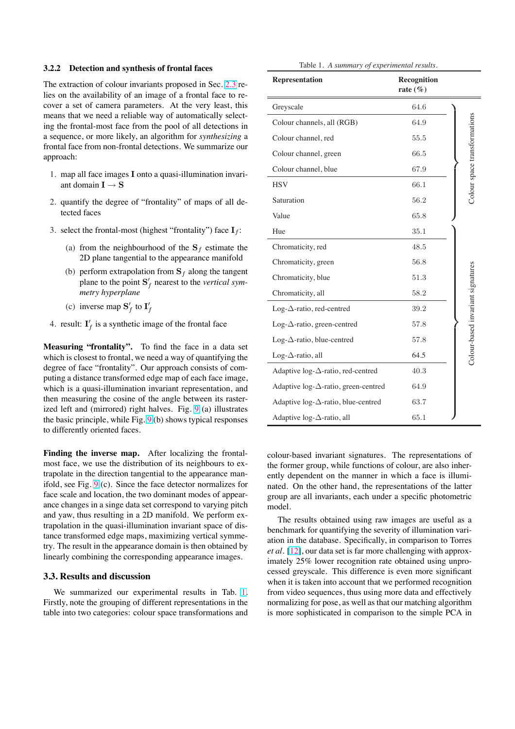### 3.2.2 Detection and synthesis of frontal faces

The extraction of colour invariants proposed in Sec. 2.3 relies on the availability of an image of a frontal face to recover a set of camera parameters. At the very least, this means that we need a reliable way of automatically selecting the frontal-most face from the pool of all detections in a sequence, or more likely, an algorithm for *synthesizing* a frontal face from non-frontal detections. We summarize our approach:

1. map all face images $\mathbf{I}$ onto a quasi-illumination invariant domain $\mathbf{I} \rightarrow \mathbf{S}$
2. quantify the degree of "frontality" of maps of all detected faces
3. select the frontal-most (highest "frontality") face $\mathbf{I}_f$:
   (a) from the neighbourhood of the $\mathbf{S}_f$ estimate the 2D plane tangential to the appearance manifold
   (b) perform extrapolation from $\mathbf{S}_f$ along the tangent plane to the point $\mathbf{S}'_f$ nearest to the *vertical symmetry hyperplane*
   (c) inverse map $\mathbf{S}'_f$ to $\mathbf{I}'_f$
4. result: $\mathbf{I}'_f$ is a synthetic image of the frontal face

**Measuring "frontality".** To find the face in a data set which is closest to frontal, we need a way of quantifying the degree of face "frontality". Our approach consists of computing a distance transformed edge map of each face image, which is a quasi-illumination invariant representation, and then measuring the cosine of the angle between its rasterized left and (mirrored) right halves. Fig. 9 (a) illustrates the basic principle, while Fig. 9 (b) shows typical responses to differently oriented faces.

**Finding the inverse map.** After localizing the frontal-most face, we use the distribution of its neighbours to extrapolate in the direction tangential to the appearance manifold, see Fig. 9 (c). Since the face detector normalizes for face scale and location, the two dominant modes of appearance changes in a singe data set correspond to varying pitch and yaw, thus resulting in a 2D manifold. We perform extrapolation in the quasi-illumination invariant space of distance transformed edge maps, maximizing vertical symmetry. The result in the appearance domain is then obtained by linearly combining the corresponding appearance images.

## 3.3. Results and discussion

We summarized our experimental results in Tab. 1. Firstly, note the grouping of different representations in the table into two categories: colour space transformations and colour-based invariant signatures. The representations of the former group, while functions of colour, are also inherently dependent on the manner in which a face is illuminated. On the other hand, the representations of the latter group are all invariants, each under a specific photometric model.

Table 1. *A summary of experimental results.*

| Representation | Recognition rate (%) | Group |
|---|---|---|
| Greyscale | 64.6 | Colour space transformations |
| Colour channels, all (RGB) | 64.9 | Colour space transformations |
| Colour channel, red | 55.5 | Colour space transformations |
| Colour channel, green | 66.5 | Colour space transformations |
| Colour channel, blue | 67.9 | Colour space transformations |
| HSV | 66.1 | Colour space transformations |
| Saturation | 56.2 | Colour space transformations |
| Value | 65.8 | Colour space transformations |
| Hue | 35.1 | Colour-based invariant signatures |
| Chromaticity, red | 48.5 | Colour-based invariant signatures |
| Chromaticity, green | 56.8 | Colour-based invariant signatures |
| Chromaticity, blue | 51.3 | Colour-based invariant signatures |
| Chromaticity, all | 58.2 | Colour-based invariant signatures |
| Log-$\Delta$-ratio, red-centred | 39.2 | Colour-based invariant signatures |
| Log-$\Delta$-ratio, green-centred | 57.8 | Colour-based invariant signatures |
| Log-$\Delta$-ratio, blue-centred | 57.8 | Colour-based invariant signatures |
| Log-$\Delta$-ratio, all | 64.5 | Colour-based invariant signatures |
| Adaptive log-$\Delta$-ratio, red-centred | 40.3 | Colour-based invariant signatures |
| Adaptive log-$\Delta$-ratio, green-centred | 64.9 | Colour-based invariant signatures |
| Adaptive log-$\Delta$-ratio, blue-centred | 63.7 | Colour-based invariant signatures |
| Adaptive log-$\Delta$-ratio, all | 65.1 | Colour-based invariant signatures |

The results obtained using raw images are useful as a benchmark for quantifying the severity of illumination variation in the database. Specifically, in comparison to Torres *et al*. [12], our data set is far more challenging with approximately 25% lower recognition rate obtained using unprocessed greyscale. This difference is even more significant when it is taken into account that we performed recognition from video sequences, thus using more data and effectively normalizing for pose, as well as that our matching algorithm is more sophisticated in comparison to the simple PCA in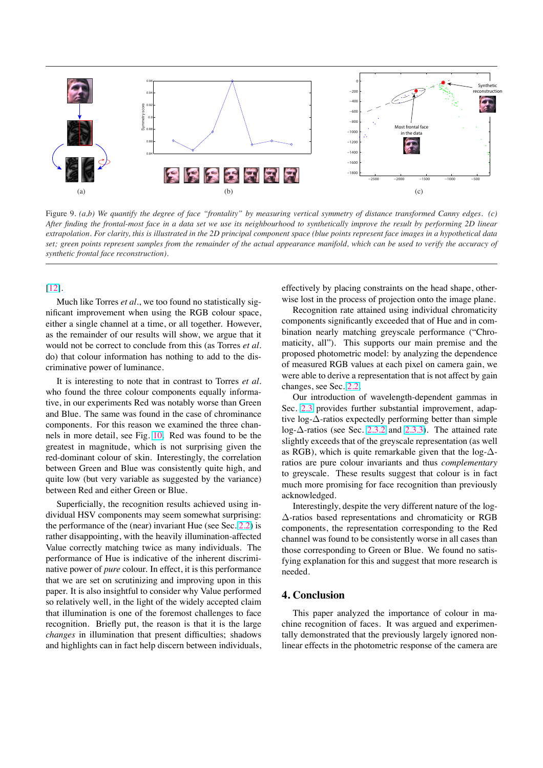0.96
0.94
0.92
0.9
0.88
0.86
0.84
Symmetry score

0
−200
−400
−600
−800
−1000
−1200
−1400
−1600
−1800
−2500
−2000
−1500
−1000
−500
Synthetic reconstruction
Most frontal face in the data

(a)
(b)
(c)

Figure 9. *(a,b) We quantify the degree of face "frontality" by measuring vertical symmetry of distance transformed Canny edges. (c) After finding the frontal-most face in a data set we use its neighbourhood to synthetically improve the result by performing 2D linear extrapolation. For clarity, this is illustrated in the 2D principal component space (blue points represent face images in a hypothetical data set; green points represent samples from the remainder of the actual appearance manifold, which can be used to verify the accuracy of synthetic frontal face reconstruction).*

[12].

Much like Torres *et al.*, we too found no statistically significant improvement when using the RGB colour space, either a single channel at a time, or all together. However, as the remainder of our results will show, we argue that it would not be correct to conclude from this (as Torres *et al.* do) that colour information has nothing to add to the discriminative power of luminance.

It is interesting to note that in contrast to Torres *et al.* who found the three colour components equally informative, in our experiments Red was notably worse than Green and Blue. The same was found in the case of chrominance components. For this reason we examined the three channels in more detail, see Fig. 10. Red was found to be the greatest in magnitude, which is not surprising given the red-dominant colour of skin. Interestingly, the correlation between Green and Blue was consistently quite high, and quite low (but very variable as suggested by the variance) between Red and either Green or Blue.

Superficially, the recognition results achieved using individual HSV components may seem somewhat surprising: the performance of the (near) invariant Hue (see Sec. 2.2) is rather disappointing, with the heavily illumination-affected Value correctly matching twice as many individuals. The performance of Hue is indicative of the inherent discriminative power of *pure* colour. In effect, it is this performance that we are set on scrutinizing and improving upon in this paper. It is also insightful to consider why Value performed so relatively well, in the light of the widely accepted claim that illumination is one of the foremost challenges to face recognition. Briefly put, the reason is that it is the large *changes* in illumination that present difficulties; shadows and highlights can in fact help discern between individuals, effectively by placing constraints on the head shape, otherwise lost in the process of projection onto the image plane.

Recognition rate attained using individual chromaticity components significantly exceeded that of Hue and in combination nearly matching greyscale performance ("Chromaticity, all"). This supports our main premise and the proposed photometric model: by analyzing the dependence of measured RGB values at each pixel on camera gain, we were able to derive a representation that is not affect by gain changes, see Sec. 2.2.

Our introduction of wavelength-dependent gammas in Sec. 2.3 provides further substantial improvement, adaptive log-$\Delta$-ratios expectedly performing better than simple log-$\Delta$-ratios (see Sec. 2.3.2 and 2.3.3). The attained rate slightly exceeds that of the greyscale representation (as well as RGB), which is quite remarkable given that the log-$\Delta$-ratios are pure colour invariants and thus *complementary* to greyscale. These results suggest that colour is in fact much more promising for face recognition than previously acknowledged.

Interestingly, despite the very different nature of the log-$\Delta$-ratios based representations and chromaticity or RGB components, the representation corresponding to the Red channel was found to be consistently worse in all cases than those corresponding to Green or Blue. We found no satisfying explanation for this and suggest that more research is needed.

## 4. Conclusion

This paper analyzed the importance of colour in machine recognition of faces. It was argued and experimentally demonstrated that the previously largely ignored non-linear effects in the photometric response of the camera are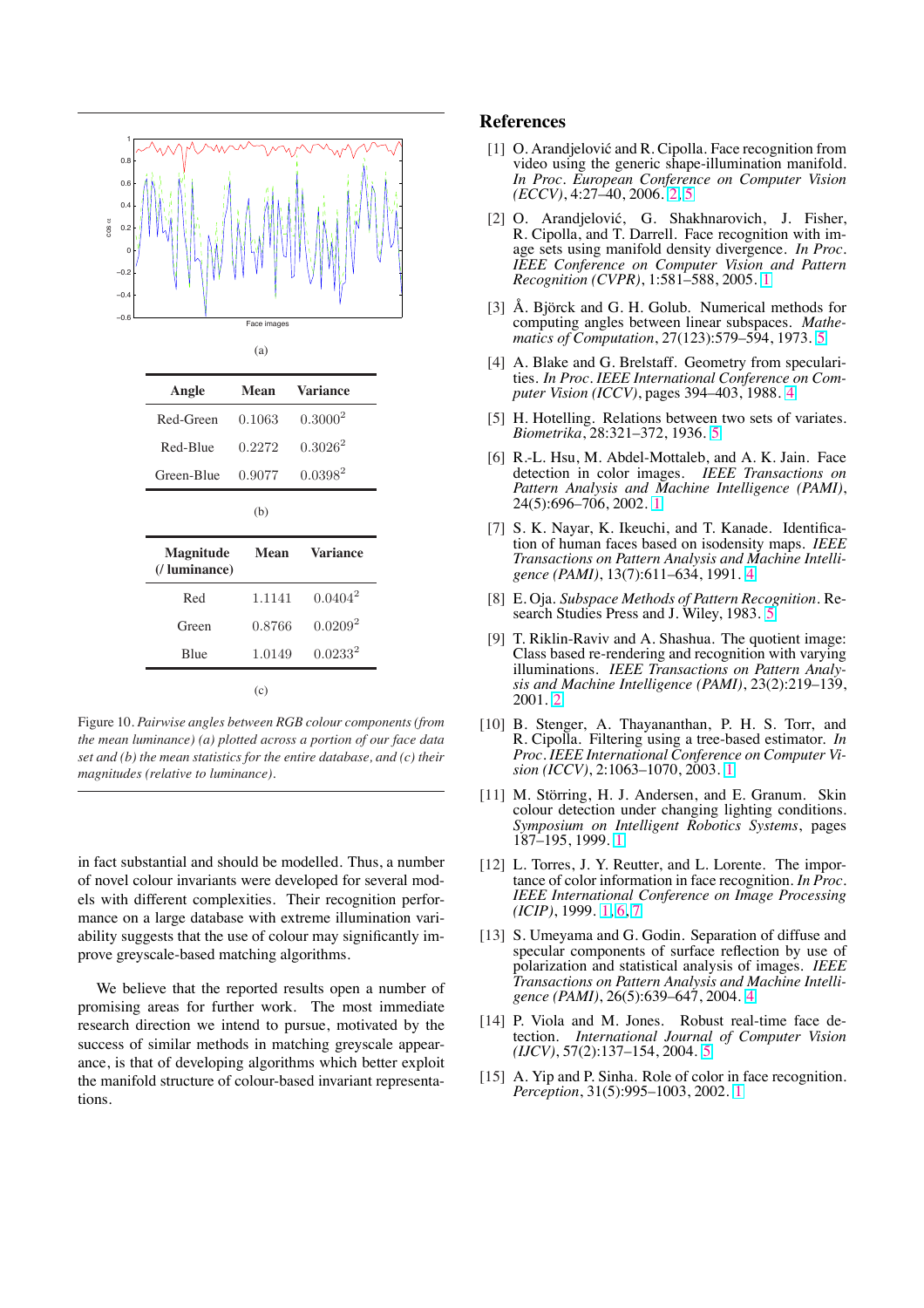1

0.8

0.6

0.4

0.2

0

−0.2

−0.4

−0.6

cos α

Face images

(a)

| Angle | Mean | Variance |
|---|---|---|
| Red-Green | 0.1063 | $0.3000^2$ |
| Red-Blue | 0.2272 | $0.3026^2$ |
| Green-Blue | 0.9077 | $0.0398^2$ |

(b)

| Magnitude (/ luminance) | Mean | Variance |
|---|---|---|
| Red | 1.1141 | $0.0404^2$ |
| Green | 0.8766 | $0.0209^2$ |
| Blue | 1.0149 | $0.0233^2$ |

(c)

Figure 10. *Pairwise angles between RGB colour components (from the mean luminance) (a) plotted across a portion of our face data set and (b) the mean statistics for the entire database, and (c) their magnitudes (relative to luminance).*

in fact substantial and should be modelled. Thus, a number of novel colour invariants were developed for several models with different complexities. Their recognition performance on a large database with extreme illumination variability suggests that the use of colour may significantly improve greyscale-based matching algorithms.

We believe that the reported results open a number of promising areas for further work. The most immediate research direction we intend to pursue, motivated by the success of similar methods in matching greyscale appearance, is that of developing algorithms which better exploit the manifold structure of colour-based invariant representations.

## References

[1] O. Arandjelović and R. Cipolla. Face recognition from video using the generic shape-illumination manifold. *In Proc. European Conference on Computer Vision (ECCV)*, 4:27–40, 2006. 2, 5

[2] O. Arandjelović, G. Shakhnarovich, J. Fisher, R. Cipolla, and T. Darrell. Face recognition with image sets using manifold density divergence. *In Proc. IEEE Conference on Computer Vision and Pattern Recognition (CVPR)*, 1:581–588, 2005. 1

[3] Å. Björck and G. H. Golub. Numerical methods for computing angles between linear subspaces. *Mathematics of Computation*, 27(123):579–594, 1973. 5

[4] A. Blake and G. Brelstaff. Geometry from specularities. *In Proc. IEEE International Conference on Computer Vision (ICCV)*, pages 394–403, 1988. 4

[5] H. Hotelling. Relations between two sets of variates. *Biometrika*, 28:321–372, 1936. 5

[6] R.-L. Hsu, M. Abdel-Mottaleb, and A. K. Jain. Face detection in color images. *IEEE Transactions on Pattern Analysis and Machine Intelligence (PAMI)*, 24(5):696–706, 2002. 1

[7] S. K. Nayar, K. Ikeuchi, and T. Kanade. Identification of human faces based on isodensity maps. *IEEE Transactions on Pattern Analysis and Machine Intelligence (PAMI)*, 13(7):611–634, 1991. 4

[8] E. Oja. *Subspace Methods of Pattern Recognition*. Research Studies Press and J. Wiley, 1983. 5

[9] T. Riklin-Raviv and A. Shashua. The quotient image: Class based re-rendering and recognition with varying illuminations. *IEEE Transactions on Pattern Analysis and Machine Intelligence (PAMI)*, 23(2):219–139, 2001. 2

[10] B. Stenger, A. Thayananthan, P. H. S. Torr, and R. Cipolla. Filtering using a tree-based estimator. *In Proc. IEEE International Conference on Computer Vision (ICCV)*, 2:1063–1070, 2003. 1

[11] M. Störring, H. J. Andersen, and E. Granum. Skin colour detection under changing lighting conditions. *Symposium on Intelligent Robotics Systems*, pages 187–195, 1999. 1

[12] L. Torres, J. Y. Reutter, and L. Lorente. The importance of color information in face recognition. *In Proc. IEEE International Conference on Image Processing (ICIP)*, 1999. 1, 6, 7

[13] S. Umeyama and G. Godin. Separation of diffuse and specular components of surface reflection by use of polarization and statistical analysis of images. *IEEE Transactions on Pattern Analysis and Machine Intelligence (PAMI)*, 26(5):639–647, 2004. 4

[14] P. Viola and M. Jones. Robust real-time face detection. *International Journal of Computer Vision (IJCV)*, 57(2):137–154, 2004. 5

[15] A. Yip and P. Sinha. Role of color in face recognition. *Perception*, 31(5):995–1003, 2002. 1